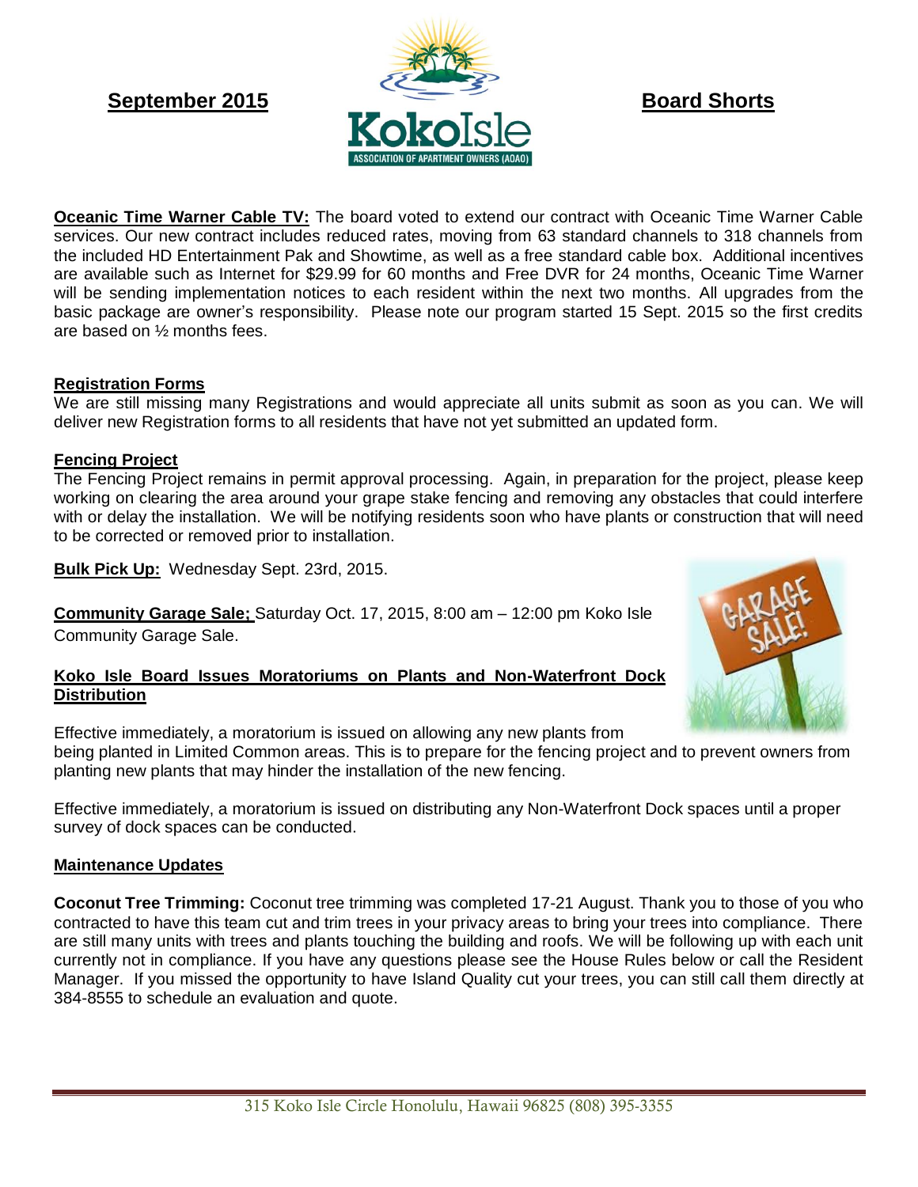**September 2015** **Board Shorts**

**Oceanic Time Warner Cable TV:** The board voted to extend our contract with Oceanic Time Warner Cable services. Our new contract includes reduced rates, moving from 63 standard channels to 318 channels from the included HD Entertainment Pak and Showtime, as well as a free standard cable box. Additional incentives are available such as Internet for $29.99 for 60 months and Free DVR for 24 months, Oceanic Time Warner will be sending implementation notices to each resident within the next two months. All upgrades from the basic package are owner's responsibility. Please note our program started 15 Sept. 2015 so the first credits are based on ½ months fees.

**Registration Forms**

We are still missing many Registrations and would appreciate all units submit as soon as you can. We will deliver new Registration forms to all residents that have not yet submitted an updated form.

**Fencing Project**

The Fencing Project remains in permit approval processing. Again, in preparation for the project, please keep working on clearing the area around your grape stake fencing and removing any obstacles that could interfere with or delay the installation. We will be notifying residents soon who have plants or construction that will need to be corrected or removed prior to installation.

**Bulk Pick Up:** Wednesday Sept. 23rd, 2015.

**Community Garage Sale;** Saturday Oct. 17, 2015, 8:00 am – 12:00 pm Koko Isle Community Garage Sale.

**Koko Isle Board Issues Moratoriums on Plants and Non-Waterfront Dock Distribution**

Effective immediately, a moratorium is issued on allowing any new plants from being planted in Limited Common areas. This is to prepare for the fencing project and to prevent owners from planting new plants that may hinder the installation of the new fencing.

Effective immediately, a moratorium is issued on distributing any Non-Waterfront Dock spaces until a proper survey of dock spaces can be conducted.

**Maintenance Updates**

**Coconut Tree Trimming:** Coconut tree trimming was completed 17-21 August. Thank you to those of you who contracted to have this team cut and trim trees in your privacy areas to bring your trees into compliance. There are still many units with trees and plants touching the building and roofs. We will be following up with each unit currently not in compliance. If you have any questions please see the House Rules below or call the Resident Manager. If you missed the opportunity to have Island Quality cut your trees, you can still call them directly at 384-8555 to schedule an evaluation and quote.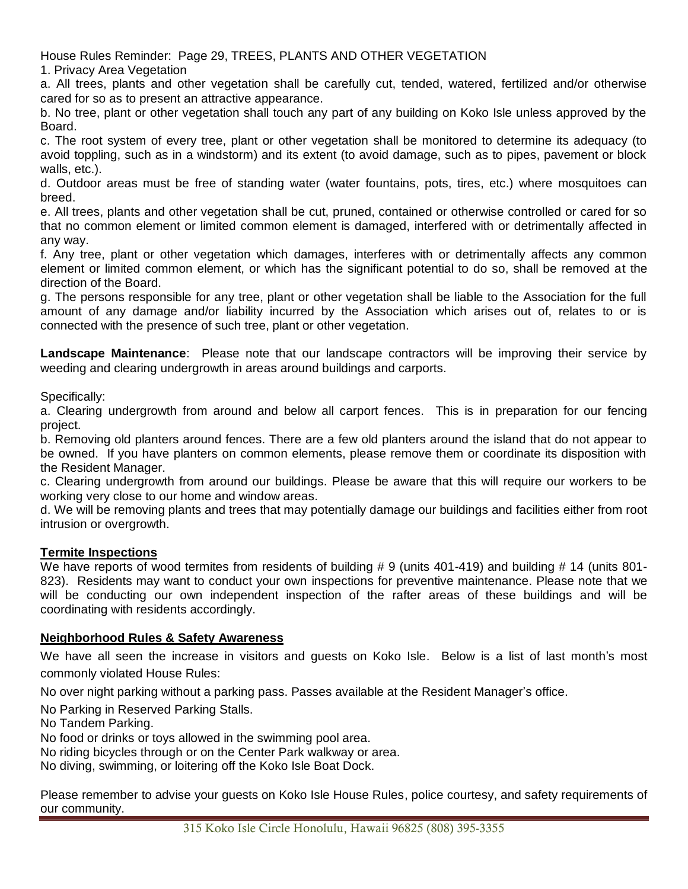House Rules Reminder: Page 29, TREES, PLANTS AND OTHER VEGETATION

1. Privacy Area Vegetation

a. All trees, plants and other vegetation shall be carefully cut, tended, watered, fertilized and/or otherwise cared for so as to present an attractive appearance.

b. No tree, plant or other vegetation shall touch any part of any building on Koko Isle unless approved by the Board.

c. The root system of every tree, plant or other vegetation shall be monitored to determine its adequacy (to avoid toppling, such as in a windstorm) and its extent (to avoid damage, such as to pipes, pavement or block walls, etc.).

d. Outdoor areas must be free of standing water (water fountains, pots, tires, etc.) where mosquitoes can breed.

e. All trees, plants and other vegetation shall be cut, pruned, contained or otherwise controlled or cared for so that no common element or limited common element is damaged, interfered with or detrimentally affected in any way.

f. Any tree, plant or other vegetation which damages, interferes with or detrimentally affects any common element or limited common element, or which has the significant potential to do so, shall be removed at the direction of the Board.

g. The persons responsible for any tree, plant or other vegetation shall be liable to the Association for the full amount of any damage and/or liability incurred by the Association which arises out of, relates to or is connected with the presence of such tree, plant or other vegetation.

**Landscape Maintenance**: Please note that our landscape contractors will be improving their service by weeding and clearing undergrowth in areas around buildings and carports.

Specifically:

a. Clearing undergrowth from around and below all carport fences. This is in preparation for our fencing project.

b. Removing old planters around fences. There are a few old planters around the island that do not appear to be owned. If you have planters on common elements, please remove them or coordinate its disposition with the Resident Manager.

c. Clearing undergrowth from around our buildings. Please be aware that this will require our workers to be working very close to our home and window areas.

d. We will be removing plants and trees that may potentially damage our buildings and facilities either from root intrusion or overgrowth.

## **Termite Inspections**

We have reports of wood termites from residents of building # 9 (units 401-419) and building # 14 (units 801-823). Residents may want to conduct your own inspections for preventive maintenance. Please note that we will be conducting our own independent inspection of the rafter areas of these buildings and will be coordinating with residents accordingly.

## **Neighborhood Rules & Safety Awareness**

We have all seen the increase in visitors and guests on Koko Isle. Below is a list of last month's most commonly violated House Rules:

No over night parking without a parking pass. Passes available at the Resident Manager's office.

No Parking in Reserved Parking Stalls.

No Tandem Parking.

No food or drinks or toys allowed in the swimming pool area.

No riding bicycles through or on the Center Park walkway or area.

No diving, swimming, or loitering off the Koko Isle Boat Dock.

Please remember to advise your guests on Koko Isle House Rules, police courtesy, and safety requirements of our community.

315 Koko Isle Circle Honolulu, Hawaii 96825 (808) 395-3355